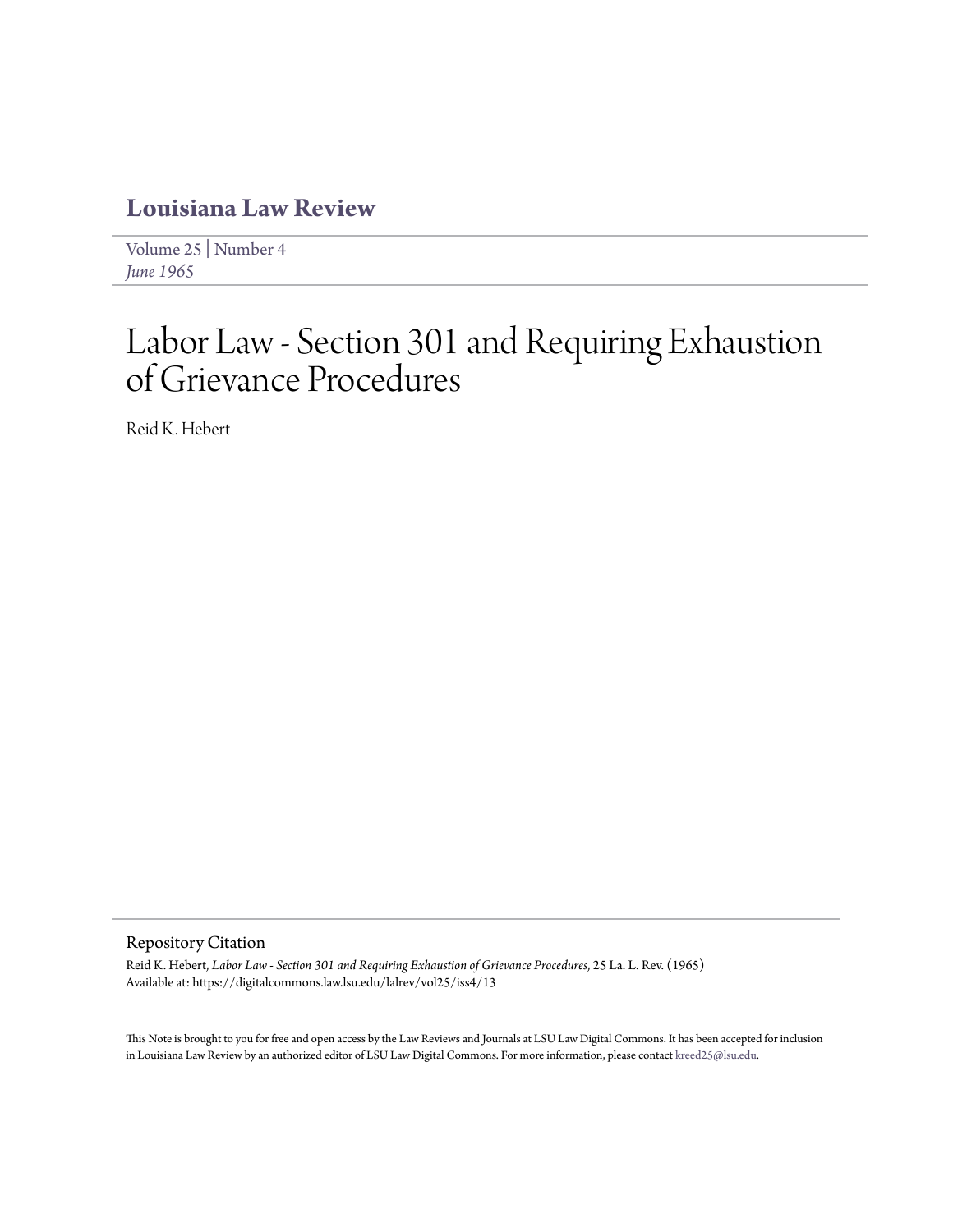# Louisiana Law Review

Volume 25 | Number 4
*June 1965*

# Labor Law - Section 301 and Requiring Exhaustion of Grievance Procedures

Reid K. Hebert

## Repository Citation

Reid K. Hebert, *Labor Law - Section 301 and Requiring Exhaustion of Grievance Procedures*, 25 La. L. Rev. (1965)
Available at: https://digitalcommons.law.lsu.edu/lalrev/vol25/iss4/13

This Note is brought to you for free and open access by the Law Reviews and Journals at LSU Law Digital Commons. It has been accepted for inclusion in Louisiana Law Review by an authorized editor of LSU Law Digital Commons. For more information, please contact kreed25@lsu.edu.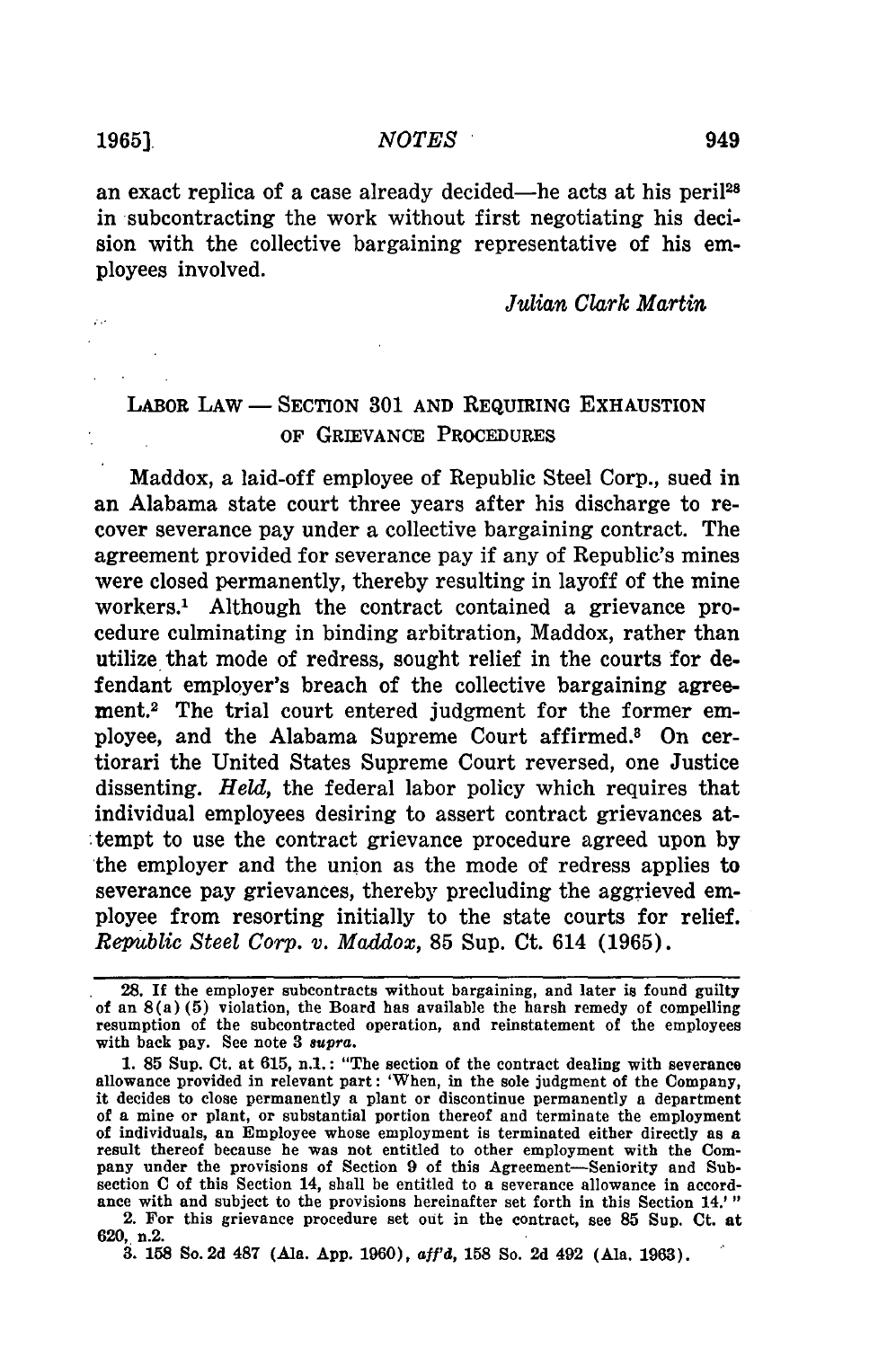an exact replica of a case already decided—he acts at his peril[28] in subcontracting the work without first negotiating his decision with the collective bargaining representative of his employees involved.

*Julian Clark Martin*

## LABOR LAW — SECTION 301 AND REQUIRING EXHAUSTION OF GRIEVANCE PROCEDURES

Maddox, a laid-off employee of Republic Steel Corp., sued in an Alabama state court three years after his discharge to recover severance pay under a collective bargaining contract. The agreement provided for severance pay if any of Republic's mines were closed permanently, thereby resulting in layoff of the mine workers.[1] Although the contract contained a grievance procedure culminating in binding arbitration, Maddox, rather than utilize that mode of redress, sought relief in the courts for defendant employer's breach of the collective bargaining agreement.[2] The trial court entered judgment for the former employee, and the Alabama Supreme Court affirmed.[3] On certiorari the United States Supreme Court reversed, one Justice dissenting. *Held,* the federal labor policy which requires that individual employees desiring to assert contract grievances attempt to use the contract grievance procedure agreed upon by the employer and the union as the mode of redress applies to severance pay grievances, thereby precluding the aggrieved employee from resorting initially to the state courts for relief. *Republic Steel Corp. v. Maddox*, 85 Sup. Ct. 614 (1965).

---

28. If the employer subcontracts without bargaining, and later is found guilty of an 8(a)(5) violation, the Board has available the harsh remedy of compelling resumption of the subcontracted operation, and reinstatement of the employees with back pay. See note 3 *supra*.

1. 85 Sup. Ct. at 615, n.1.: "The section of the contract dealing with severance allowance provided in relevant part: 'When, in the sole judgment of the Company, it decides to close permanently a plant or discontinue permanently a department of a mine or plant, or substantial portion thereof and terminate the employment of individuals, an Employee whose employment is terminated either directly as a result thereof because he was not entitled to other employment with the Company under the provisions of Section 9 of this Agreement—Seniority and Subsection C of this Section 14, shall be entitled to a severance allowance in accordance with and subject to the provisions hereinafter set forth in this Section 14.' "

2. For this grievance procedure set out in the contract, see 85 Sup. Ct. at 620, n.2.

3. 158 So. 2d 487 (Ala. App. 1960), *aff'd*, 158 So. 2d 492 (Ala. 1963).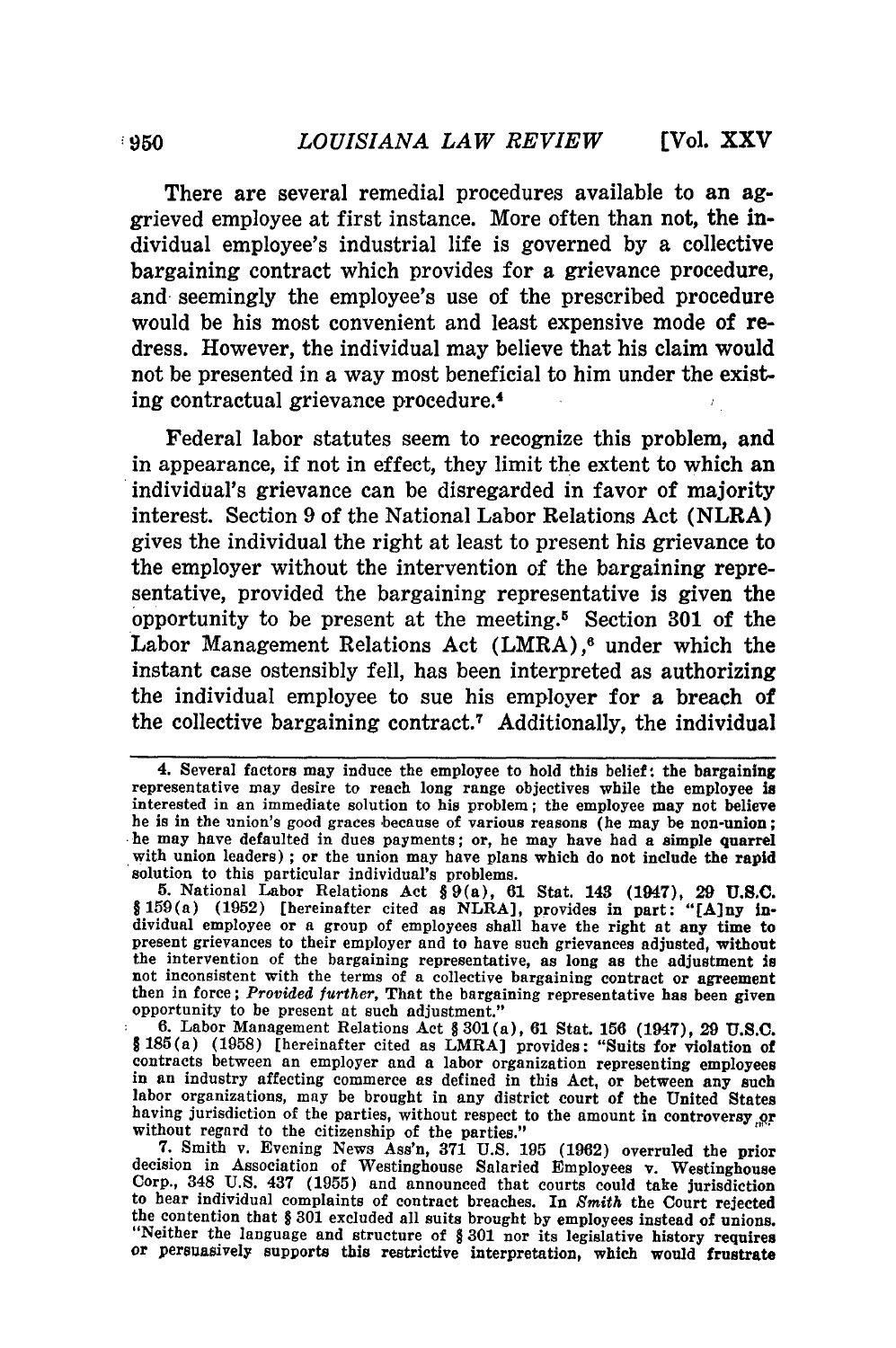There are several remedial procedures available to an aggrieved employee at first instance. More often than not, the individual employee's industrial life is governed by a collective bargaining contract which provides for a grievance procedure, and seemingly the employee's use of the prescribed procedure would be his most convenient and least expensive mode of redress. However, the individual may believe that his claim would not be presented in a way most beneficial to him under the existing contractual grievance procedure.[4]

Federal labor statutes seem to recognize this problem, and in appearance, if not in effect, they limit the extent to which an individual's grievance can be disregarded in favor of majority interest. Section 9 of the National Labor Relations Act (NLRA) gives the individual the right at least to present his grievance to the employer without the intervention of the bargaining representative, provided the bargaining representative is given the opportunity to be present at the meeting.[5] Section 301 of the Labor Management Relations Act (LMRA),[6] under which the instant case ostensibly fell, has been interpreted as authorizing the individual employee to sue his employer for a breach of the collective bargaining contract.[7] Additionally, the individual

---

4. Several factors may induce the employee to hold this belief: the bargaining representative may desire to reach long range objectives while the employee is interested in an immediate solution to his problem; the employee may not believe he is in the union's good graces because of various reasons (he may be non-union; he may have defaulted in dues payments; or, he may have had a simple quarrel with union leaders); or the union may have plans which do not include the rapid solution to this particular individual's problems.

5. National Labor Relations Act § 9(a), 61 Stat. 143 (1947), 29 U.S.C. § 159(a) (1952) [hereinafter cited as NLRA], provides in part: "[A]ny individual employee or a group of employees shall have the right at any time to present grievances to their employer and to have such grievances adjusted, without the intervention of the bargaining representative, as long as the adjustment is not inconsistent with the terms of a collective bargaining contract or agreement then in force; *Provided further*, That the bargaining representative has been given opportunity to be present at such adjustment."

6. Labor Management Relations Act § 301(a), 61 Stat. 156 (1947), 29 U.S.C. § 185(a) (1958) [hereinafter cited as LMRA] provides: "Suits for violation of contracts between an employer and a labor organization representing employees in an industry affecting commerce as defined in this Act, or between any such labor organizations, may be brought in any district court of the United States having jurisdiction of the parties, without respect to the amount in controversy or without regard to the citizenship of the parties."

7. Smith v. Evening News Ass'n, 371 U.S. 195 (1962) overruled the prior decision in Association of Westinghouse Salaried Employees v. Westinghouse Corp., 348 U.S. 437 (1955) and announced that courts could take jurisdiction to hear individual complaints of contract breaches. In *Smith* the Court rejected the contention that § 301 excluded all suits brought by employees instead of unions. "Neither the language and structure of § 301 nor its legislative history requires or persuasively supports this restrictive interpretation, which would frustrate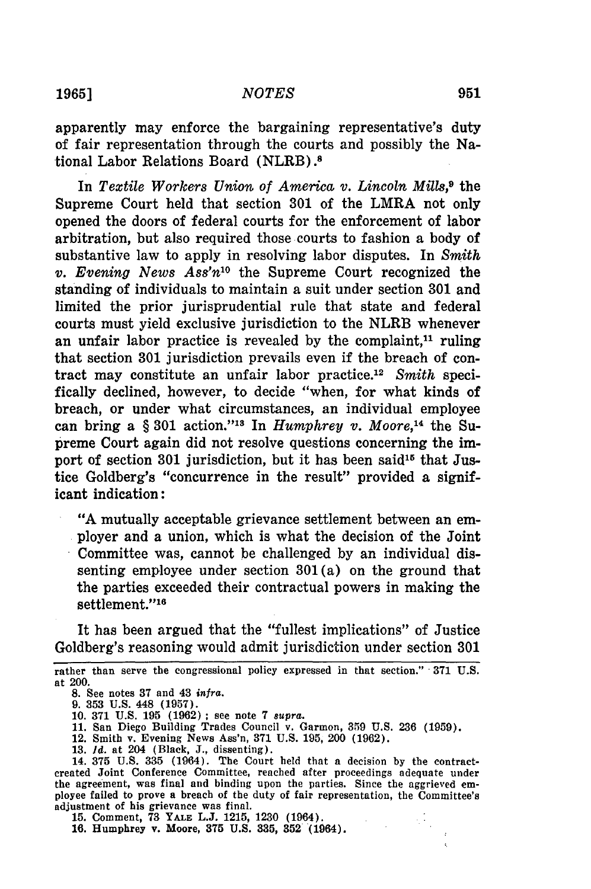apparently may enforce the bargaining representative's duty of fair representation through the courts and possibly the National Labor Relations Board (NLRB).[8]

In *Textile Workers Union of America v. Lincoln Mills*,[9] the Supreme Court held that section 301 of the LMRA not only opened the doors of federal courts for the enforcement of labor arbitration, but also required those courts to fashion a body of substantive law to apply in resolving labor disputes. In *Smith v. Evening News Ass'n*[10] the Supreme Court recognized the standing of individuals to maintain a suit under section 301 and limited the prior jurisprudential rule that state and federal courts must yield exclusive jurisdiction to the NLRB whenever an unfair labor practice is revealed by the complaint,[11] ruling that section 301 jurisdiction prevails even if the breach of contract may constitute an unfair labor practice.[12] *Smith* specifically declined, however, to decide "when, for what kinds of breach, or under what circumstances, an individual employee can bring a § 301 action."[13] In *Humphrey v. Moore*,[14] the Supreme Court again did not resolve questions concerning the import of section 301 jurisdiction, but it has been said[15] that Justice Goldberg's "concurrence in the result" provided a significant indication:

> "A mutually acceptable grievance settlement between an employer and a union, which is what the decision of the Joint Committee was, cannot be challenged by an individual dissenting employee under section 301(a) on the ground that the parties exceeded their contractual powers in making the settlement."[16]

It has been argued that the "fullest implications" of Justice Goldberg's reasoning would admit jurisdiction under section 301

---

rather than serve the congressional policy expressed in that section." 371 U.S. at 200.

8. See notes 37 and 43 *infra*.

9. 353 U.S. 448 (1957).

10. 371 U.S. 195 (1962); see note 7 *supra*.

11. San Diego Building Trades Council v. Garmon, 359 U.S. 236 (1959).

12. Smith v. Evening News Ass'n, 371 U.S. 195, 200 (1962).

13. *Id.* at 204 (Black, J., dissenting).

14. 375 U.S. 335 (1964). The Court held that a decision by the contract-created Joint Conference Committee, reached after proceedings adequate under the agreement, was final and binding upon the parties. Since the aggrieved employee failed to prove a breach of the duty of fair representation, the Committee's adjustment of his grievance was final.

15. Comment, 73 YALE L.J. 1215, 1230 (1964).

16. Humphrey v. Moore, 375 U.S. 335, 352 (1964).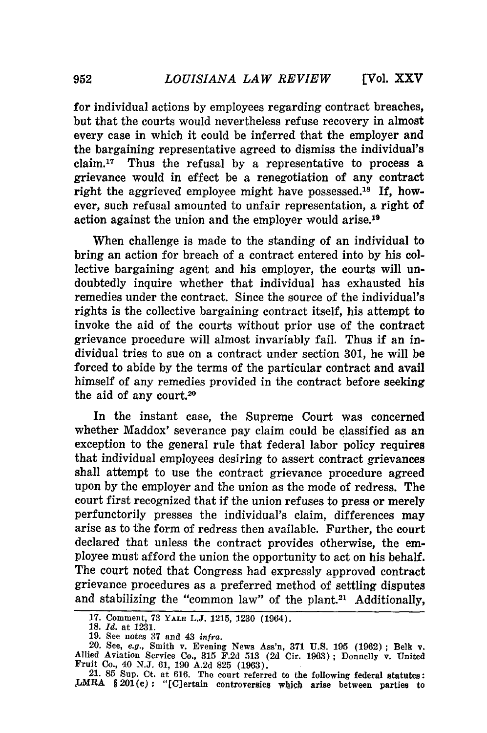for individual actions by employees regarding contract breaches, but that the courts would nevertheless refuse recovery in almost every case in which it could be inferred that the employer and the bargaining representative agreed to dismiss the individual's claim.[17] Thus the refusal by a representative to process a grievance would in effect be a renegotiation of any contract right the aggrieved employee might have possessed.[18] If, however, such refusal amounted to unfair representation, a right of action against the union and the employer would arise.[19]

When challenge is made to the standing of an individual to bring an action for breach of a contract entered into by his collective bargaining agent and his employer, the courts will undoubtedly inquire whether that individual has exhausted his remedies under the contract. Since the source of the individual's rights is the collective bargaining contract itself, his attempt to invoke the aid of the courts without prior use of the contract grievance procedure will almost invariably fail. Thus if an individual tries to sue on a contract under section 301, he will be forced to abide by the terms of the particular contract and avail himself of any remedies provided in the contract before seeking the aid of any court.[20]

In the instant case, the Supreme Court was concerned whether Maddox' severance pay claim could be classified as an exception to the general rule that federal labor policy requires that individual employees desiring to assert contract grievances shall attempt to use the contract grievance procedure agreed upon by the employer and the union as the mode of redress. The court first recognized that if the union refuses to press or merely perfunctorily presses the individual's claim, differences may arise as to the form of redress then available. Further, the court declared that unless the contract provides otherwise, the employee must afford the union the opportunity to act on his behalf. The court noted that Congress had expressly approved contract grievance procedures as a preferred method of settling disputes and stabilizing the "common law" of the plant.[21] Additionally,

---

17. Comment, 73 YALE L.J. 1215, 1230 (1964).

18. *Id.* at 1231.

19. See notes 37 and 43 *infra.*

20. See, *e.g.*, Smith v. Evening News Ass'n, 371 U.S. 195 (1962); Belk v. Allied Aviation Service Co., 315 F.2d 513 (2d Cir. 1963); Donnelly v. United Fruit Co., 40 N.J. 61, 190 A.2d 825 (1963).

21. 85 Sup. Ct. at 616. The court referred to the following federal statutes: LMRA § 201(c): "[C]ertain controversies which arise between parties to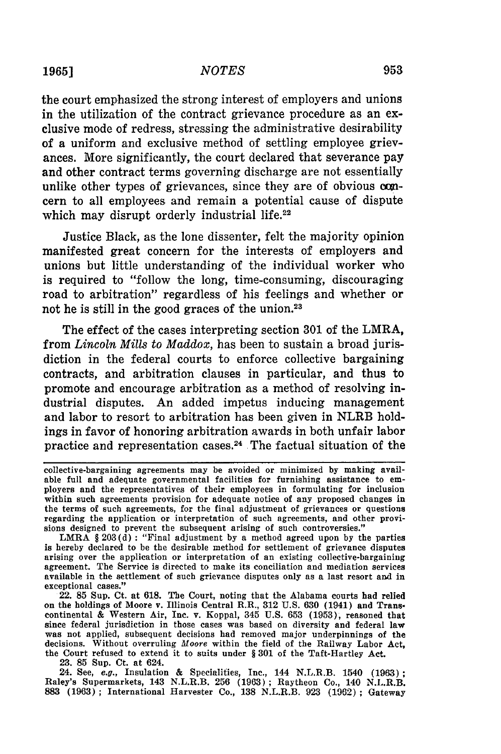the court emphasized the strong interest of employers and unions in the utilization of the contract grievance procedure as an exclusive mode of redress, stressing the administrative desirability of a uniform and exclusive method of settling employee grievances. More significantly, the court declared that severance pay and other contract terms governing discharge are not essentially unlike other types of grievances, since they are of obvious concern to all employees and remain a potential cause of dispute which may disrupt orderly industrial life.[22]

Justice Black, as the lone dissenter, felt the majority opinion manifested great concern for the interests of employers and unions but little understanding of the individual worker who is required to "follow the long, time-consuming, discouraging road to arbitration" regardless of his feelings and whether or not he is still in the good graces of the union.[23]

The effect of the cases interpreting section 301 of the LMRA, from *Lincoln Mills to Maddox*, has been to sustain a broad jurisdiction in the federal courts to enforce collective bargaining contracts, and arbitration clauses in particular, and thus to promote and encourage arbitration as a method of resolving industrial disputes. An added impetus inducing management and labor to resort to arbitration has been given in NLRB holdings in favor of honoring arbitration awards in both unfair labor practice and representation cases.[24] The factual situation of the

---

collective-bargaining agreements may be avoided or minimized by making available full and adequate governmental facilities for furnishing assistance to employers and the representatives of their employees in formulating for inclusion within such agreements provision for adequate notice of any proposed changes in the terms of such agreements, for the final adjustment of grievances or questions regarding the application or interpretation of such agreements, and other provisions designed to prevent the subsequent arising of such controversies."

LMRA § 203(d): "Final adjustment by a method agreed upon by the parties is hereby declared to be the desirable method for settlement of grievance disputes arising over the application or interpretation of an existing collective-bargaining agreement. The Service is directed to make its conciliation and mediation services available in the settlement of such grievance disputes only as a last resort and in exceptional cases."

22. 85 Sup. Ct. at 618. The Court, noting that the Alabama courts had relied on the holdings of Moore v. Illinois Central R.R., 312 U.S. 630 (1941) and Transcontinental & Western Air, Inc. v. Koppal, 345 U.S. 653 (1953), reasoned that since federal jurisdiction in those cases was based on diversity and federal law was not applied, subsequent decisions had removed major underpinnings of the decisions. Without overruling *Moore* within the field of the Railway Labor Act, the Court refused to extend it to suits under § 301 of the Taft-Hartley Act.

23. 85 Sup. Ct. at 624.

24. See, *e.g.*, Insulation & Specialities, Inc., 144 N.L.R.B. 1540 (1963); Raley's Supermarkets, 143 N.L.R.B. 256 (1963); Raytheon Co., 140 N.L.R.B. 883 (1963); International Harvester Co., 138 N.L.R.B. 923 (1962); Gateway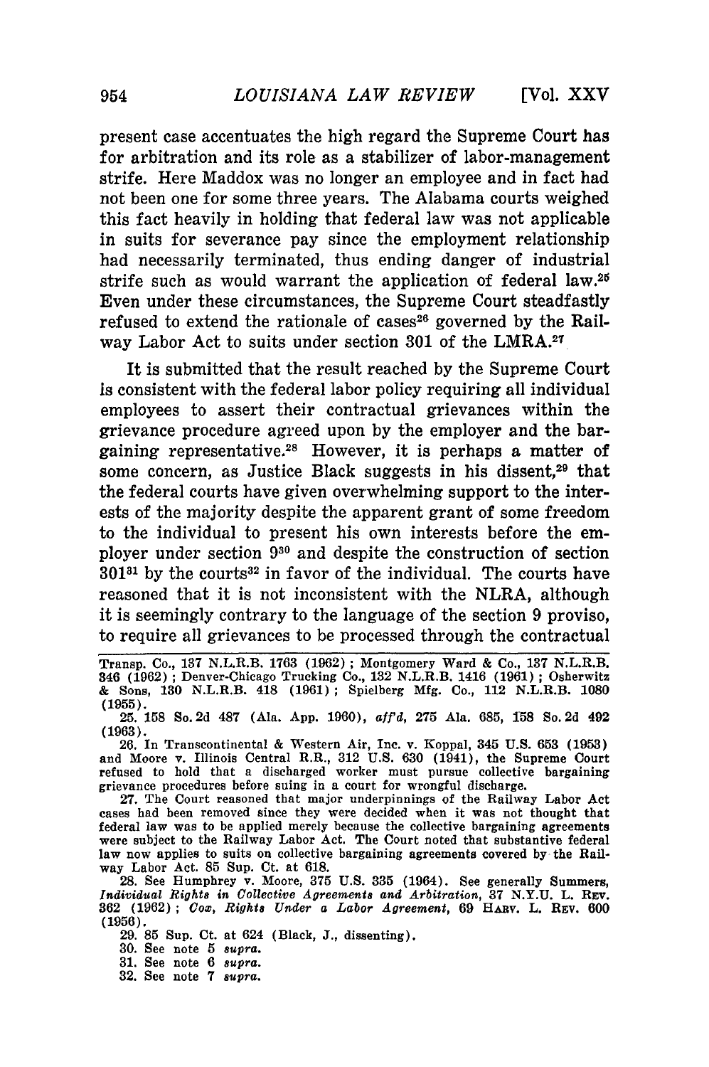present case accentuates the high regard the Supreme Court has for arbitration and its role as a stabilizer of labor-management strife. Here Maddox was no longer an employee and in fact had not been one for some three years. The Alabama courts weighed this fact heavily in holding that federal law was not applicable in suits for severance pay since the employment relationship had necessarily terminated, thus ending danger of industrial strife such as would warrant the application of federal law.[25] Even under these circumstances, the Supreme Court steadfastly refused to extend the rationale of cases[26] governed by the Railway Labor Act to suits under section 301 of the LMRA.[27]

It is submitted that the result reached by the Supreme Court is consistent with the federal labor policy requiring all individual employees to assert their contractual grievances within the grievance procedure agreed upon by the employer and the bargaining representative.[28] However, it is perhaps a matter of some concern, as Justice Black suggests in his dissent,[29] that the federal courts have given overwhelming support to the interests of the majority despite the apparent grant of some freedom to the individual to present his own interests before the employer under section 9[30] and despite the construction of section 301[31] by the courts[32] in favor of the individual. The courts have reasoned that it is not inconsistent with the NLRA, although it is seemingly contrary to the language of the section 9 proviso, to require all grievances to be processed through the contractual

---

Transp. Co., 137 N.L.R.B. 1763 (1962); Montgomery Ward & Co., 137 N.L.R.B. 346 (1962); Denver-Chicago Trucking Co., 132 N.L.R.B. 1416 (1961); Osherwitz & Sons, 130 N.L.R.B. 418 (1961); Spielberg Mfg. Co., 112 N.L.R.B. 1080 (1955).

25. 158 So. 2d 487 (Ala. App. 1960), *aff'd*, 275 Ala. 685, 158 So. 2d 492 (1963).

26. In Transcontinental & Western Air, Inc. v. Koppal, 345 U.S. 653 (1953) and Moore v. Illinois Central R.R., 312 U.S. 630 (1941), the Supreme Court refused to hold that a discharged worker must pursue collective bargaining grievance procedures before suing in a court for wrongful discharge.

27. The Court reasoned that major underpinnings of the Railway Labor Act cases had been removed since they were decided when it was not thought that federal law was to be applied merely because the collective bargaining agreements were subject to the Railway Labor Act. The Court noted that substantive federal law now applies to suits on collective bargaining agreements covered by the Railway Labor Act. 85 Sup. Ct. at 618.

28. See Humphrey v. Moore, 375 U.S. 335 (1964). See generally Summers, *Individual Rights in Collective Agreements and Arbitration*, 37 N.Y.U. L. Rev. 362 (1962); *Cox, Rights Under a Labor Agreement*, 69 Harv. L. Rev. 600 (1956).

29. 85 Sup. Ct. at 624 (Black, J., dissenting).

30. See note 5 *supra*.

31. See note 6 *supra*.

32. See note 7 *supra*.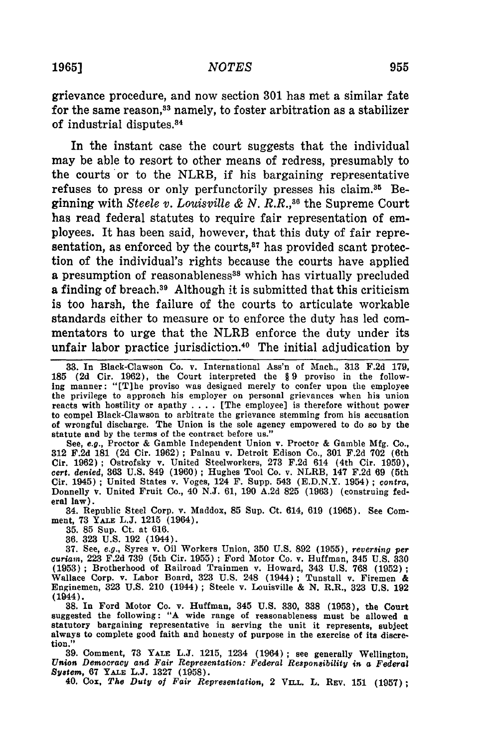grievance procedure, and now section 301 has met a similar fate for the same reason,[33] namely, to foster arbitration as a stabilizer of industrial disputes.[34]

In the instant case the court suggests that the individual may be able to resort to other means of redress, presumably to the courts or to the NLRB, if his bargaining representative refuses to press or only perfunctorily presses his claim.[35] Beginning with *Steele v. Louisville & N. R.R.*,[36] the Supreme Court has read federal statutes to require fair representation of employees. It has been said, however, that this duty of fair representation, as enforced by the courts,[37] has provided scant protection of the individual's rights because the courts have applied a presumption of reasonableness[38] which has virtually precluded a finding of breach.[39] Although it is submitted that this criticism is too harsh, the failure of the courts to articulate workable standards either to measure or to enforce the duty has led commentators to urge that the NLRB enforce the duty under its unfair labor practice jurisdiction.[40] The initial adjudication by

---

33. In Black-Clawson Co. v. International Ass'n of Mach., 313 F.2d 179, 185 (2d Cir. 1962), the Court interpreted the § 9 proviso in the following manner: "[T]he proviso was designed merely to confer upon the employee the privilege to approach his employer on personal grievances when his union reacts with hostility or apathy . . . . [The employee] is therefore without power to compel Black-Clawson to arbitrate the grievance stemming from his accusation of wrongful discharge. The Union is the sole agency empowered to do so by the statute and by the terms of the contract before us."

See, *e.g.*, Proctor & Gamble Independent Union v. Proctor & Gamble Mfg. Co., 312 F.2d 181 (2d Cir. 1962); Palnau v. Detroit Edison Co., 301 F.2d 702 (6th Cir. 1962); Ostrofsky v. United Steelworkers, 273 F.2d 614 (4th Cir. 1959), *cert. denied*, 363 U.S. 849 (1960); Hughes Tool Co. v. NLRB, 147 F.2d 69 (5th Cir. 1945); United States v. Voges, 124 F. Supp. 543 (E.D.N.Y. 1954); *contra*, Donnelly v. United Fruit Co., 40 N.J. 61, 190 A.2d 825 (1963) (construing federal law).

34. Republic Steel Corp. v. Maddox, 85 Sup. Ct. 614, 619 (1965). See Comment, 73 YALE L.J. 1215 (1964).

35. 85 Sup. Ct. at 616.

36. 323 U.S. 192 (1944).

37. See, *e.g.*, Syres v. Oil Workers Union, 350 U.S. 892 (1955), *reversing per curiam*, 223 F.2d 739 (5th Cir. 1955); Ford Motor Co. v. Huffman, 345 U.S. 330 (1953); Brotherhood of Railroad Trainmen v. Howard, 343 U.S. 768 (1952); Wallace Corp. v. Labor Board, 323 U.S. 248 (1944); Tunstall v. Firemen & Enginemen, 323 U.S. 210 (1944); Steele v. Louisville & N. R.R., 323 U.S. 192 (1944).

38. In Ford Motor Co. v. Huffman, 345 U.S. 330, 338 (1953), the Court suggested the following: "A wide range of reasonableness must be allowed a statutory bargaining representative in serving the unit it represents, subject always to complete good faith and honesty of purpose in the exercise of its discretion."

39. Comment, 73 YALE L.J. 1215, 1234 (1964); see generally Wellington, *Union Democracy and Fair Representation: Federal Responsibility in a Federal System*, 67 YALE L.J. 1327 (1958).

40. Cox, *The Duty of Fair Representation*, 2 VILL. L. REV. 151 (1957);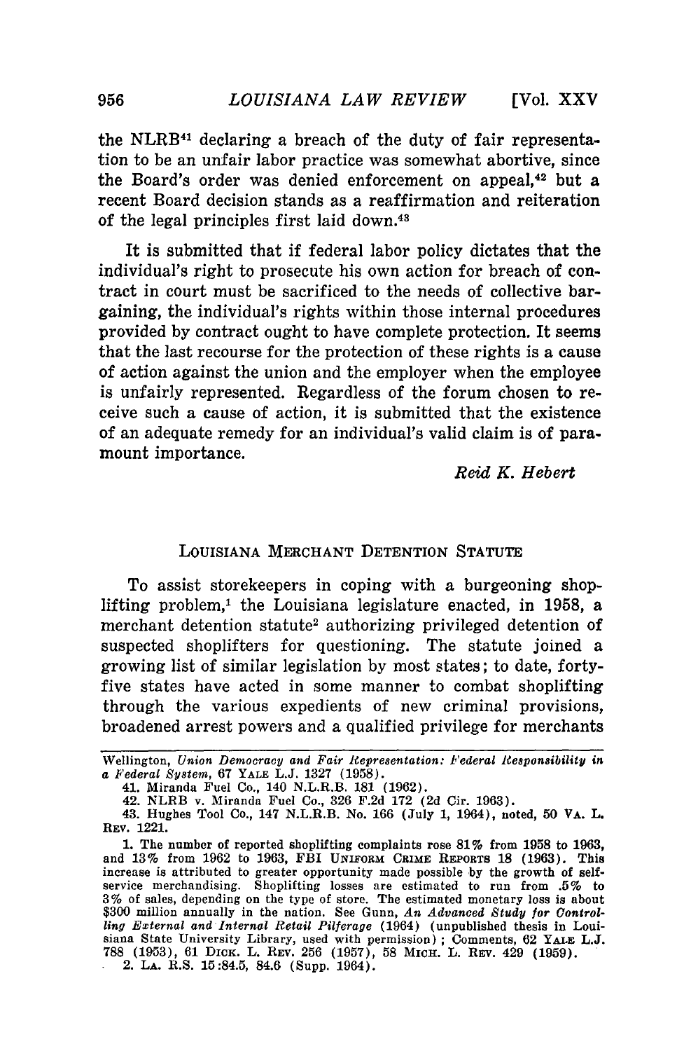the NLRB[41] declaring a breach of the duty of fair representation to be an unfair labor practice was somewhat abortive, since the Board's order was denied enforcement on appeal,[42] but a recent Board decision stands as a reaffirmation and reiteration of the legal principles first laid down.[43]

It is submitted that if federal labor policy dictates that the individual's right to prosecute his own action for breach of contract in court must be sacrificed to the needs of collective bargaining, the individual's rights within those internal procedures provided by contract ought to have complete protection. It seems that the last recourse for the protection of these rights is a cause of action against the union and the employer when the employee is unfairly represented. Regardless of the forum chosen to receive such a cause of action, it is submitted that the existence of an adequate remedy for an individual's valid claim is of paramount importance.

*Reid K. Hebert*

## LOUISIANA MERCHANT DETENTION STATUTE

To assist storekeepers in coping with a burgeoning shoplifting problem,[1] the Louisiana legislature enacted, in 1958, a merchant detention statute[2] authorizing privileged detention of suspected shoplifters for questioning. The statute joined a growing list of similar legislation by most states; to date, forty-five states have acted in some manner to combat shoplifting through the various expedients of new criminal provisions, broadened arrest powers and a qualified privilege for merchants

---

Wellington, *Union Democracy and Fair Representation: Federal Responsibility in a Federal System*, 67 YALE L.J. 1327 (1958).

41. Miranda Fuel Co., 140 N.L.R.B. 181 (1962).

42. NLRB v. Miranda Fuel Co., 326 F.2d 172 (2d Cir. 1963).

43. Hughes Tool Co., 147 N.L.R.B. No. 166 (July 1, 1964), noted, 50 VA. L. REV. 1221.

1. The number of reported shoplifting complaints rose 81% from 1958 to 1963, and 13% from 1962 to 1963, FBI UNIFORM CRIME REPORTS 18 (1963). This increase is attributed to greater opportunity made possible by the growth of self-service merchandising. Shoplifting losses are estimated to run from .5% to 3% of sales, depending on the type of store. The estimated monetary loss is about $300 million annually in the nation. See Gunn, *An Advanced Study for Controlling External and Internal Retail Pilferage* (1964) (unpublished thesis in Louisiana State University Library, used with permission); Comments, 62 YALE L.J. 788 (1953), 61 DICK. L. REV. 256 (1957), 58 MICH. L. REV. 429 (1959).

2. LA. R.S. 15:84.5, 84.6 (Supp. 1964).